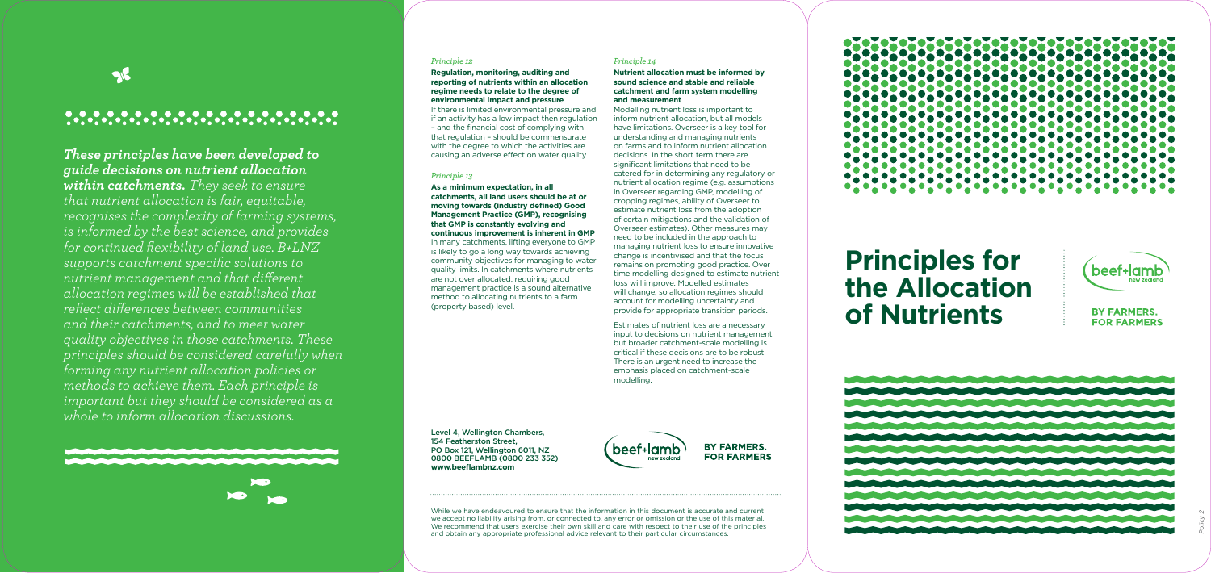*These principles have been developed to guide decisions on nutrient allocation within catchments.* They seek to ensure that nutrient allocation is fair, equitable, recognises the complexity of farming systems, is informed by the best science, and provides for continued flexibility of land use. B+LNZ supports catchment specific solutions to nutrient management and that different allocation regimes will be established that reflect differences between communities and their catchments, and to meet water quality objectives in those catchments. These principles should be considered carefully when forming any nutrient allocation policies or methods to achieve them. Each principle is important but they should be considered as a whole to inform allocation discussions.

*Principle 12*

**Regulation, monitoring, auditing and reporting of nutrients within an allocation regime needs to relate to the degree of environmental impact and pressure**

If there is limited environmental pressure and if an activity has a low impact then regulation – and the financial cost of complying with that regulation – should be commensurate with the degree to which the activities are causing an adverse effect on water quality

*Principle 13*

**As a minimum expectation, in all catchments, all land users should be at or moving towards (industry defined) Good Management Practice (GMP), recognising that GMP is constantly evolving and continuous improvement is inherent in GMP**

In many catchments, lifting everyone to GMP is likely to go a long way towards achieving community objectives for managing to water quality limits. In catchments where nutrients are not over allocated, requiring good management practice is a sound alternative method to allocating nutrients to a farm (property based) level.

*Principle 14*

**Nutrient allocation must be informed by sound science and stable and reliable catchment and farm system modelling and measurement**

Modelling nutrient loss is important to inform nutrient allocation, but all models have limitations. Overseer is a key tool for understanding and managing nutrients on farms and to inform nutrient allocation decisions. In the short term there are significant limitations that need to be catered for in determining any regulatory or nutrient allocation regime (e.g. assumptions in Overseer regarding GMP, modelling of cropping regimes, ability of Overseer to estimate nutrient loss from the adoption of certain mitigations and the validation of Overseer estimates). Other measures may need to be included in the approach to managing nutrient loss to ensure innovative change is incentivised and that the focus remains on promoting good practice. Over time modelling designed to estimate nutrient loss will improve. Modelled estimates will change, so allocation regimes should account for modelling uncertainty and provide for appropriate transition periods.

Estimates of nutrient loss are a necessary input to decisions on nutrient management but broader catchment-scale modelling is critical if these decisions are to be robust. There is an urgent need to increase the emphasis placed on catchment-scale modelling.

Level 4, Wellington Chambers,
154 Featherston Street,
PO Box 121, Wellington 6011, NZ
0800 BEEFLAMB (0800 233 352)
www.beeflambnz.com

beef+lamb new zealand

**BY FARMERS. FOR FARMERS**

While we have endeavoured to ensure that the information in this document is accurate and current we accept no liability arising from, or connected to, any error or omission or the use of this material. We recommend that users exercise their own skill and care with respect to their use of the principles and obtain any appropriate professional advice relevant to their particular circumstances.

# Principles for the Allocation of Nutrients

beef+lamb new zealand

**BY FARMERS. FOR FARMERS**

Policy 2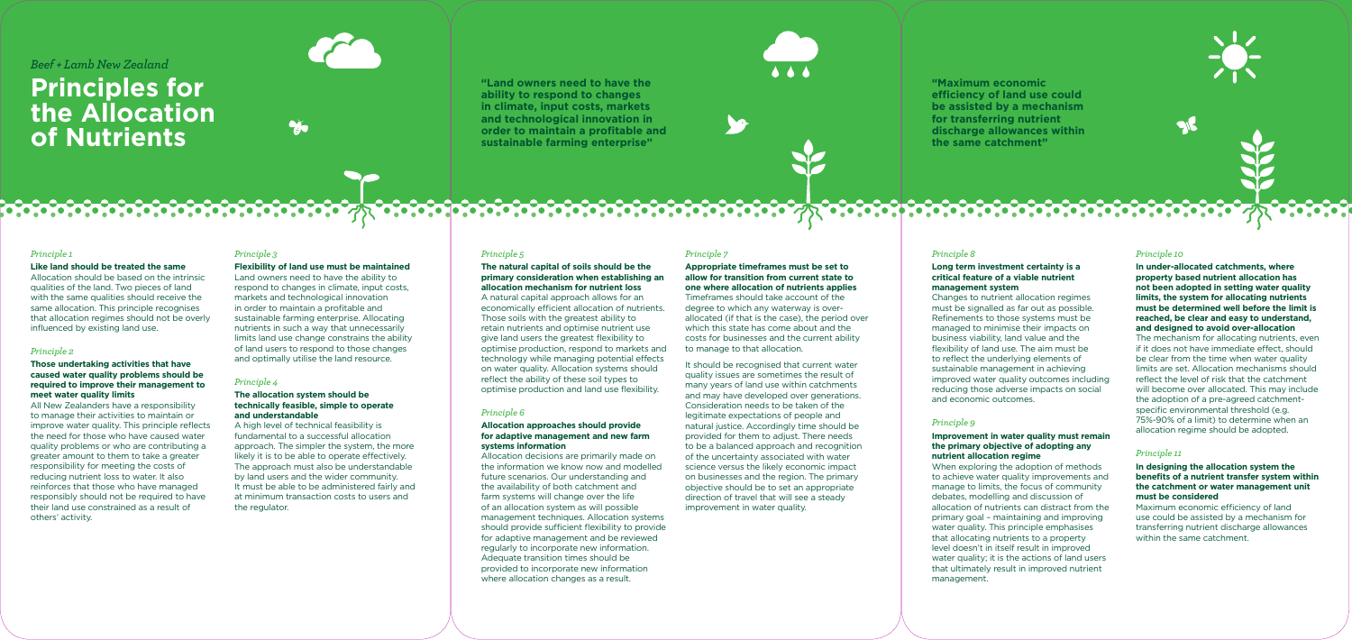*Beef + Lamb New Zealand*

# Principles for the Allocation of Nutrients

"Land owners need to have the ability to respond to changes in climate, input costs, markets and technological innovation in order to maintain a profitable and sustainable farming enterprise"

"Maximum economic efficiency of land use could be assisted by a mechanism for transferring nutrient discharge allowances within the same catchment"

*Principle 1*

**Like land should be treated the same**

Allocation should be based on the intrinsic qualities of the land. Two pieces of land with the same qualities should receive the same allocation. This principle recognises that allocation regimes should not be overly influenced by existing land use.

*Principle 2*

**Those undertaking activities that have caused water quality problems should be required to improve their management to meet water quality limits**

All New Zealanders have a responsibility to manage their activities to maintain or improve water quality. This principle reflects the need for those who have caused water quality problems or who are contributing a greater amount to them to take a greater responsibility for meeting the costs of reducing nutrient loss to water. It also reinforces that those who have managed responsibly should not be required to have their land use constrained as a result of others' activity.

*Principle 3*

**Flexibility of land use must be maintained**

Land owners need to have the ability to respond to changes in climate, input costs, markets and technological innovation in order to maintain a profitable and sustainable farming enterprise. Allocating nutrients in such a way that unnecessarily limits land use change constrains the ability of land users to respond to those changes and optimally utilise the land resource.

*Principle 4*

**The allocation system should be technically feasible, simple to operate and understandable**

A high level of technical feasibility is fundamental to a successful allocation approach. The simpler the system, the more likely it is to be able to operate effectively. The approach must also be understandable by land users and the wider community. It must be able to be administered fairly and at minimum transaction costs to users and the regulator.

*Principle 5*

**The natural capital of soils should be the primary consideration when establishing an allocation mechanism for nutrient loss**

A natural capital approach allows for an economically efficient allocation of nutrients. Those soils with the greatest ability to retain nutrients and optimise nutrient use give land users the greatest flexibility to optimise production, respond to markets and technology while managing potential effects on water quality. Allocation systems should reflect the ability of these soil types to optimise production and land use flexibility.

*Principle 6*

**Allocation approaches should provide for adaptive management and new farm systems information**

Allocation decisions are primarily made on the information we know now and modelled future scenarios. Our understanding and the availability of both catchment and farm systems will change over the life of an allocation system as will possible management techniques. Allocation systems should provide sufficient flexibility to provide for adaptive management and be reviewed regularly to incorporate new information. Adequate transition times should be provided to incorporate new information where allocation changes as a result.

*Principle 7*

**Appropriate timeframes must be set to allow for transition from current state to one where allocation of nutrients applies**

Timeframes should take account of the degree to which any waterway is over-allocated (if that is the case), the period over which this state has come about and the costs for businesses and the current ability to manage to that allocation.

It should be recognised that current water quality issues are sometimes the result of many years of land use within catchments and may have developed over generations. Consideration needs to be taken of the legitimate expectations of people and natural justice. Accordingly time should be provided for them to adjust. There needs to be a balanced approach and recognition of the uncertainty associated with water science versus the likely economic impact on businesses and the region. The primary objective should be to set an appropriate direction of travel that will see a steady improvement in water quality.

*Principle 8*

**Long term investment certainty is a critical feature of a viable nutrient management system**

Changes to nutrient allocation regimes must be signalled as far out as possible. Refinements to those systems must be managed to minimise their impacts on business viability, land value and the flexibility of land use. The aim must be to reflect the underlying elements of sustainable management in achieving improved water quality outcomes including reducing those adverse impacts on social and economic outcomes.

*Principle 9*

**Improvement in water quality must remain the primary objective of adopting any nutrient allocation regime**

When exploring the adoption of methods to achieve water quality improvements and manage to limits, the focus of community debates, modelling and discussion of allocation of nutrients can distract from the primary goal – maintaining and improving water quality. This principle emphasises that allocating nutrients to a property level doesn't in itself result in improved water quality; it is the actions of land users that ultimately result in improved nutrient management.

*Principle 10*

**In under-allocated catchments, where property based nutrient allocation has not been adopted in setting water quality limits, the system for allocating nutrients must be determined well before the limit is reached, be clear and easy to understand, and designed to avoid over-allocation**

The mechanism for allocating nutrients, even if it does not have immediate effect, should be clear from the time when water quality limits are set. Allocation mechanisms should reflect the level of risk that the catchment will become over allocated. This may include the adoption of a pre-agreed catchment-specific environmental threshold (e.g. 75%-90% of a limit) to determine when an allocation regime should be adopted.

*Principle 11*

**In designing the allocation system the benefits of a nutrient transfer system within the catchment or water management unit must be considered**

Maximum economic efficiency of land use could be assisted by a mechanism for transferring nutrient discharge allowances within the same catchment.